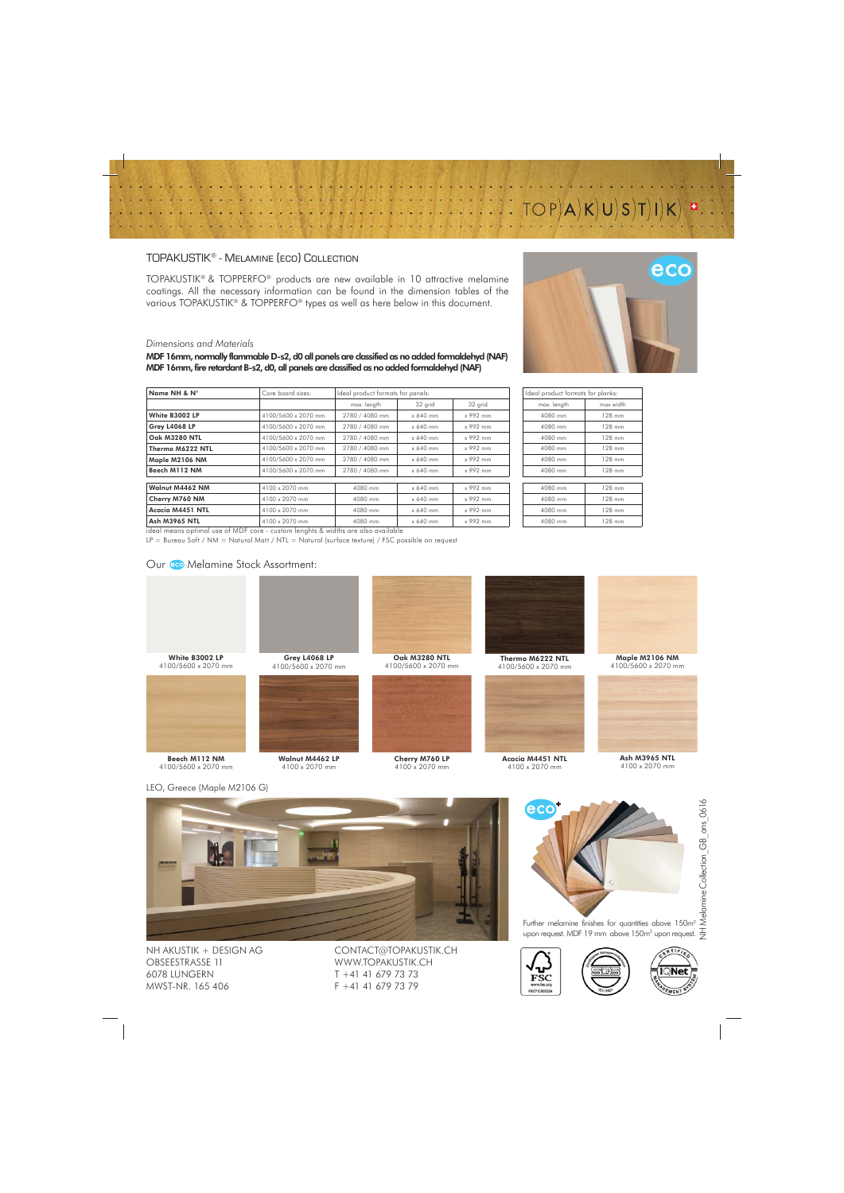## TOPAKUSTIK® - Melamine (eco) Collection

TOPAKUSTIK® & TOPPERFO® products are new available in 10 attractive melamine coatings. All the necessary information can be found in the dimension tables of the various TOPAKUSTIK® & TOPPERFO® types as well as here below in this document.

*Dimensions and Materials*

**MDF 16mm, normally flammable D-s2, d0 all panels are classified as no added formaldehyd (NAF)**
**MDF 16mm, fire retardant B-s2, d0, all panels are classified as no added formaldehyd (NAF)**

| Name NH & N° | Core board sizes: | Ideal product formats for panels: | | | Ideal product formats for planks: | |
|---|---|---|---|---|---|---|
| | | max. length | 32 grid | 32 grid | max. length | max width |
| White B3002 LP | 4100/5600 x 2070 mm | 2780 / 4080 mm | x 640 mm | x 992 mm | 4080 mm | 128 mm |
| Grey L4068 LP | 4100/5600 x 2070 mm | 2780 / 4080 mm | x 640 mm | x 992 mm | 4080 mm | 128 mm |
| Oak M3280 NTL | 4100/5600 x 2070 mm | 2780 / 4080 mm | x 640 mm | x 992 mm | 4080 mm | 128 mm |
| Thermo M6222 NTL | 4100/5600 x 2070 mm | 2780 / 4080 mm | x 640 mm | x 992 mm | 4080 mm | 128 mm |
| Maple M2106 NM | 4100/5600 x 2070 mm | 2780 / 4080 mm | x 640 mm | x 992 mm | 4080 mm | 128 mm |
| Beech M112 NM | 4100/5600 x 2070 mm | 2780 / 4080 mm | x 640 mm | x 992 mm | 4080 mm | 128 mm |
| Walnut M4462 NM | 4100 x 2070 mm | 4080 mm | x 640 mm | x 992 mm | 4080 mm | 128 mm |
| Cherry M760 NM | 4100 x 2070 mm | 4080 mm | x 640 mm | x 992 mm | 4080 mm | 128 mm |
| Acacia M4451 NTL | 4100 x 2070 mm | 4080 mm | x 640 mm | x 992 mm | 4080 mm | 128 mm |
| Ash M3965 NTL | 4100 x 2070 mm | 4080 mm | x 640 mm | x 992 mm | 4080 mm | 128 mm |

ideal means optimal use of MDF core - custom lenghts & widths are also available

LP = Bureau Soft / NM = Natural Matt / NTL = Natural (surface texture) / FSC possible on request

### Our eco Melamine Stock Assortment:

**White B3002 LP**
4100/5600 x 2070 mm

**Grey L4068 LP**
4100/5600 x 2070 mm

**Oak M3280 NTL**
4100/5600 x 2070 mm

**Thermo M6222 NTL**
4100/5600 x 2070 mm

**Maple M2106 NM**
4100/5600 x 2070 mm

**Beech M112 NM**
4100/5600 x 2070 mm

**Walnut M4462 LP**
4100 x 2070 mm

**Cherry M760 LP**
4100 x 2070 mm

**Acacia M4451 NTL**
4100 x 2070 mm

**Ash M3965 NTL**
4100 x 2070 mm

LEO, Greece (Maple M2106 G)

Further melamine finishes for quantities above 150m² upon request. MDF 19 mm above 150m² upon request.

NH AKUSTIK + DESIGN AG
OBSEESTRASSE 11
6078 LUNGERN
MWST-NR. 165 406

CONTACT@TOPAKUSTIK.CH
WWW.TOPAKUSTIK.CH
T +41 41 679 73 73
F +41 41 679 73 79

NH Melamine Collection_GB_ars_0616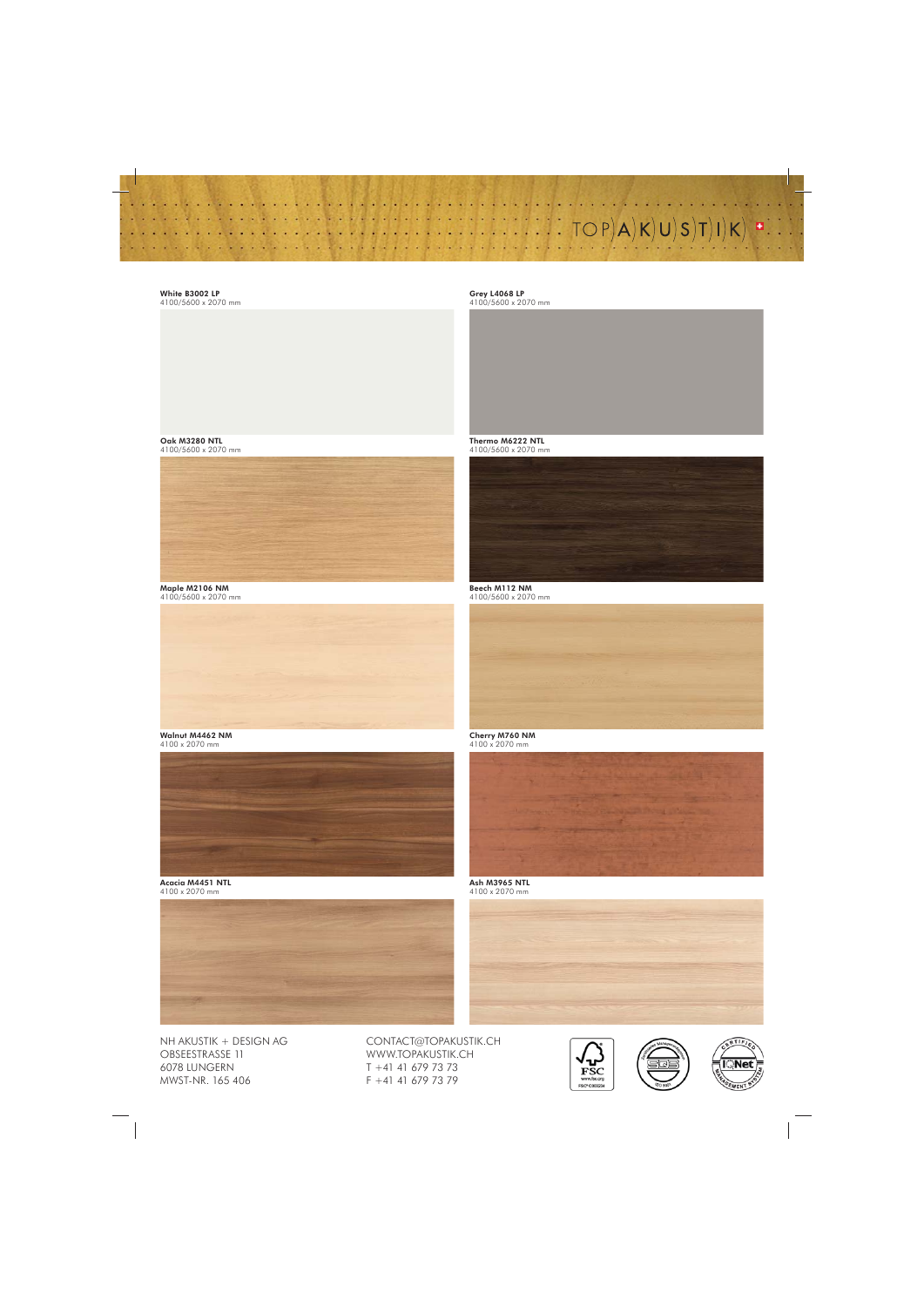TOP AKUSTIK

**White B3002 LP**
4100/5600 x 2070 mm

**Grey L4068 LP**
4100/5600 x 2070 mm

**Oak M3280 NTL**
4100/5600 x 2070 mm

**Thermo M6222 NTL**
4100/5600 x 2070 mm

**Maple M2106 NM**
4100/5600 x 2070 mm

**Beech M112 NM**
4100/5600 x 2070 mm

**Walnut M4462 NM**
4100 x 2070 mm

**Cherry M760 NM**
4100 x 2070 mm

**Acacia M4451 NTL**
4100 x 2070 mm

**Ash M3965 NTL**
4100 x 2070 mm

NH AKUSTIK + DESIGN AG
OBSEESTRASSE 11
6078 LUNGERN
MWST-NR. 165 406

CONTACT@TOPAKUSTIK.CH
WWW.TOPAKUSTIK.CH
T +41 41 679 73 73
F +41 41 679 73 79